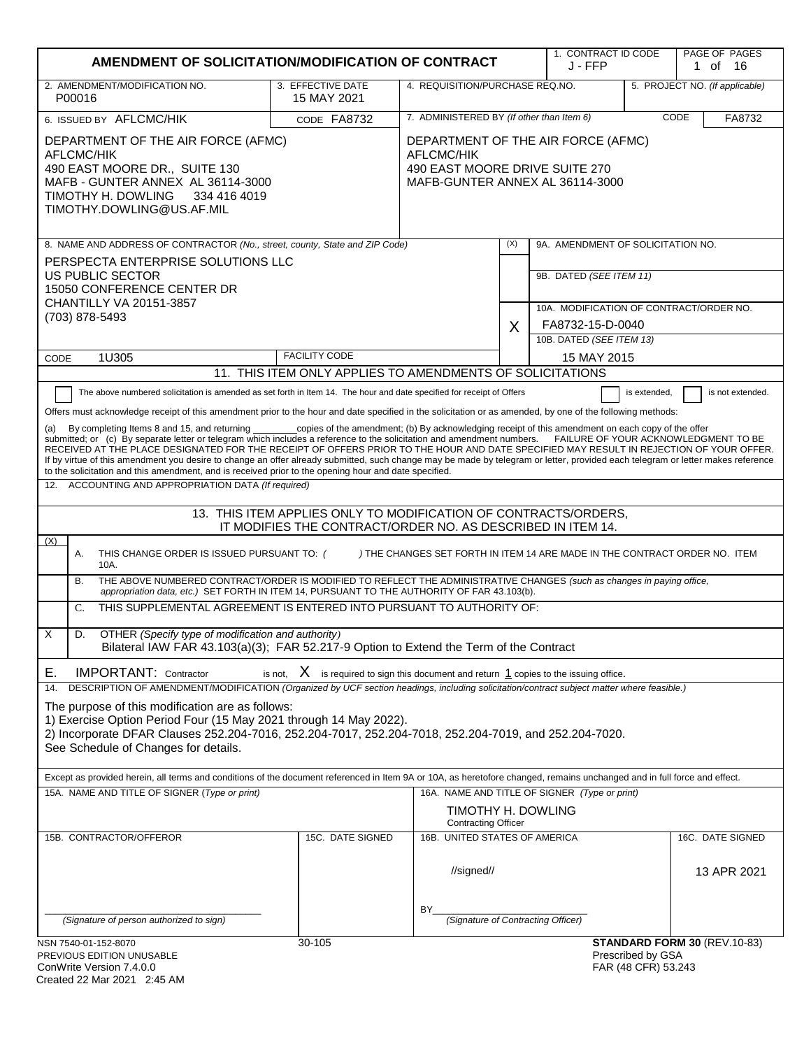# AMENDMENT OF SOLICITATION/MODIFICATION OF CONTRACT

| 1. CONTRACT ID CODE | PAGE OF PAGES |
|---|---|
| J - FFP | 1 of 16 |

| 2. AMENDMENT/MODIFICATION NO. | 3. EFFECTIVE DATE | 4. REQUISITION/PURCHASE REQ.NO. | 5. PROJECT NO. (If applicable) |
|---|---|---|---|
| P00016 | 15 MAY 2021 | | |

**6. ISSUED BY** AFLCMC/HIK CODE FA8732

DEPARTMENT OF THE AIR FORCE (AFMC)
AFLCMC/HIK
490 EAST MOORE DR., SUITE 130
MAFB - GUNTER ANNEX AL 36114-3000
TIMOTHY H. DOWLING 334 416 4019
TIMOTHY.DOWLING@US.AF.MIL

**7. ADMINISTERED BY** *(If other than Item 6)* CODE FA8732

DEPARTMENT OF THE AIR FORCE (AFMC)
AFLCMC/HIK
490 EAST MOORE DRIVE SUITE 270
MAFB-GUNTER ANNEX AL 36114-3000

**8. NAME AND ADDRESS OF CONTRACTOR** *(No., street, county, State and ZIP Code)*

PERSPECTA ENTERPRISE SOLUTIONS LLC
US PUBLIC SECTOR
15050 CONFERENCE CENTER DR
CHANTILLY VA 20151-3857
(703) 878-5493

CODE 1U305 FACILITY CODE

| (X) | |
|---|---|
| | 9A. AMENDMENT OF SOLICITATION NO. |
| | 9B. DATED (SEE ITEM 11) |
| X | 10A. MODIFICATION OF CONTRACT/ORDER NO. FA8732-15-D-0040 |
| | 10B. DATED (SEE ITEM 13) 15 MAY 2015 |

## 11. THIS ITEM ONLY APPLIES TO AMENDMENTS OF SOLICITATIONS

☐ The above numbered solicitation is amended as set forth in Item 14. The hour and date specified for receipt of Offers ☐ is extended, ☐ is not extended.

Offers must acknowledge receipt of this amendment prior to the hour and date specified in the solicitation or as amended, by one of the following methods:

(a) By completing Items 8 and 15, and returning ________copies of the amendment; (b) By acknowledging receipt of this amendment on each copy of the offer submitted; or (c) By separate letter or telegram which includes a reference to the solicitation and amendment numbers. FAILURE OF YOUR ACKNOWLEDGMENT TO BE RECEIVED AT THE PLACE DESIGNATED FOR THE RECEIPT OF OFFERS PRIOR TO THE HOUR AND DATE SPECIFIED MAY RESULT IN REJECTION OF YOUR OFFER. If by virtue of this amendment you desire to change an offer already submitted, such change may be made by telegram or letter, provided each telegram or letter makes reference to the solicitation and this amendment, and is received prior to the opening hour and date specified.

12. ACCOUNTING AND APPROPRIATION DATA *(If required)*

## 13. THIS ITEM APPLIES ONLY TO MODIFICATION OF CONTRACTS/ORDERS, IT MODIFIES THE CONTRACT/ORDER NO. AS DESCRIBED IN ITEM 14.

| (X) | | |
|---|---|---|
| | A. | THIS CHANGE ORDER IS ISSUED PURSUANT TO: ( ) THE CHANGES SET FORTH IN ITEM 14 ARE MADE IN THE CONTRACT ORDER NO. ITEM 10A. |
| | B. | THE ABOVE NUMBERED CONTRACT/ORDER IS MODIFIED TO REFLECT THE ADMINISTRATIVE CHANGES *(such as changes in paying office, appropriation data, etc.)* SET FORTH IN ITEM 14, PURSUANT TO THE AUTHORITY OF FAR 43.103(b). |
| | C. | THIS SUPPLEMENTAL AGREEMENT IS ENTERED INTO PURSUANT TO AUTHORITY OF: |
| X | D. | OTHER *(Specify type of modification and authority)* Bilateral IAW FAR 43.103(a)(3); FAR 52.217-9 Option to Extend the Term of the Contract |

E. IMPORTANT: Contractor is not, X is required to sign this document and return 1 copies to the issuing office.

14. DESCRIPTION OF AMENDMENT/MODIFICATION *(Organized by UCF section headings, including solicitation/contract subject matter where feasible.)*

The purpose of this modification are as follows:
1) Exercise Option Period Four (15 May 2021 through 14 May 2022).
2) Incorporate DFAR Clauses 252.204-7016, 252.204-7017, 252.204-7018, 252.204-7019, and 252.204-7020.
See Schedule of Changes for details.

Except as provided herein, all terms and conditions of the document referenced in Item 9A or 10A, as heretofore changed, remains unchanged and in full force and effect.

| 15A. NAME AND TITLE OF SIGNER (Type or print) | | 16A. NAME AND TITLE OF SIGNER (Type or print) | |
|---|---|---|---|
| | | TIMOTHY H. DOWLING, Contracting Officer | |
| **15B. CONTRACTOR/OFFEROR** | **15C. DATE SIGNED** | **16B. UNITED STATES OF AMERICA** | **16C. DATE SIGNED** |
| ______________________ *(Signature of person authorized to sign)* | | //signed// BY______________ *(Signature of Contracting Officer)* | 13 APR 2021 |

NSN 7540-01-152-8070
PREVIOUS EDITION UNUSABLE
ConWrite Version 7.4.0.0
Created 22 Mar 2021 2:45 AM

30-105

**STANDARD FORM 30** (REV.10-83)
Prescribed by GSA
FAR (48 CFR) 53.243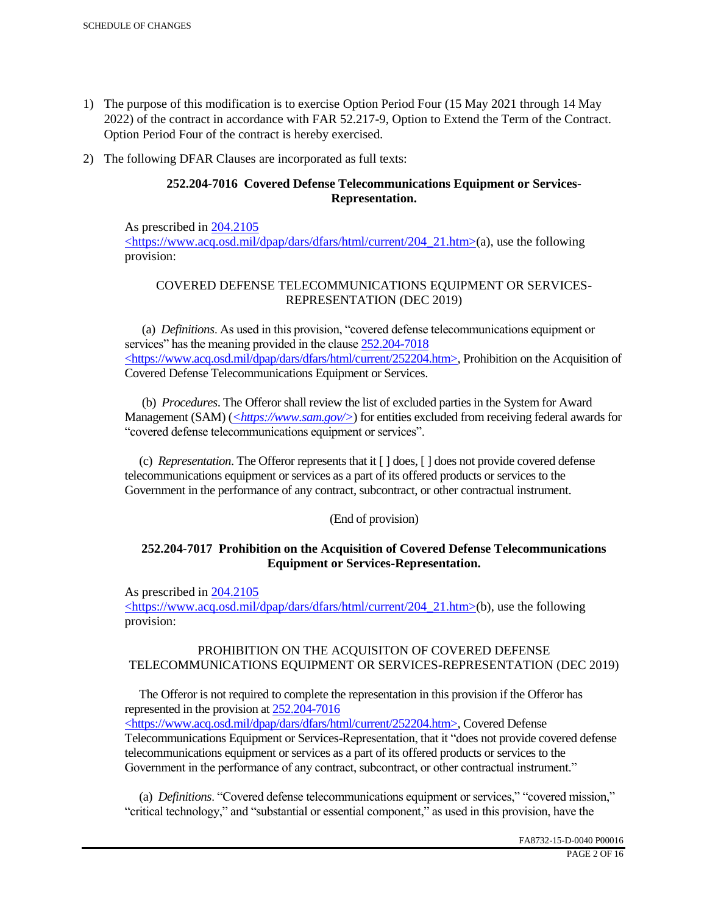1) The purpose of this modification is to exercise Option Period Four (15 May 2021 through 14 May 2022) of the contract in accordance with FAR 52.217-9, Option to Extend the Term of the Contract. Option Period Four of the contract is hereby exercised.

2) The following DFAR Clauses are incorporated as full texts:

**252.204-7016 Covered Defense Telecommunications Equipment or Services-Representation.**

As prescribed in 204.2105 <https://www.acq.osd.mil/dpap/dars/dfars/html/current/204_21.htm>(a), use the following provision:

COVERED DEFENSE TELECOMMUNICATIONS EQUIPMENT OR SERVICES-REPRESENTATION (DEC 2019)

(a) *Definitions*. As used in this provision, "covered defense telecommunications equipment or services" has the meaning provided in the clause 252.204-7018 <https://www.acq.osd.mil/dpap/dars/dfars/html/current/252204.htm>, Prohibition on the Acquisition of Covered Defense Telecommunications Equipment or Services.

(b) *Procedures*. The Offeror shall review the list of excluded parties in the System for Award Management (SAM) (*<https://www.sam.gov/>*) for entities excluded from receiving federal awards for "covered defense telecommunications equipment or services".

(c) *Representation*. The Offeror represents that it [ ] does, [ ] does not provide covered defense telecommunications equipment or services as a part of its offered products or services to the Government in the performance of any contract, subcontract, or other contractual instrument.

(End of provision)

**252.204-7017 Prohibition on the Acquisition of Covered Defense Telecommunications Equipment or Services-Representation.**

As prescribed in 204.2105 <https://www.acq.osd.mil/dpap/dars/dfars/html/current/204_21.htm>(b), use the following provision:

PROHIBITION ON THE ACQUISITON OF COVERED DEFENSE TELECOMMUNICATIONS EQUIPMENT OR SERVICES-REPRESENTATION (DEC 2019)

The Offeror is not required to complete the representation in this provision if the Offeror has represented in the provision at 252.204-7016 <https://www.acq.osd.mil/dpap/dars/dfars/html/current/252204.htm>, Covered Defense Telecommunications Equipment or Services-Representation, that it "does not provide covered defense telecommunications equipment or services as a part of its offered products or services to the Government in the performance of any contract, subcontract, or other contractual instrument."

(a) *Definitions*. "Covered defense telecommunications equipment or services," "covered mission," "critical technology," and "substantial or essential component," as used in this provision, have the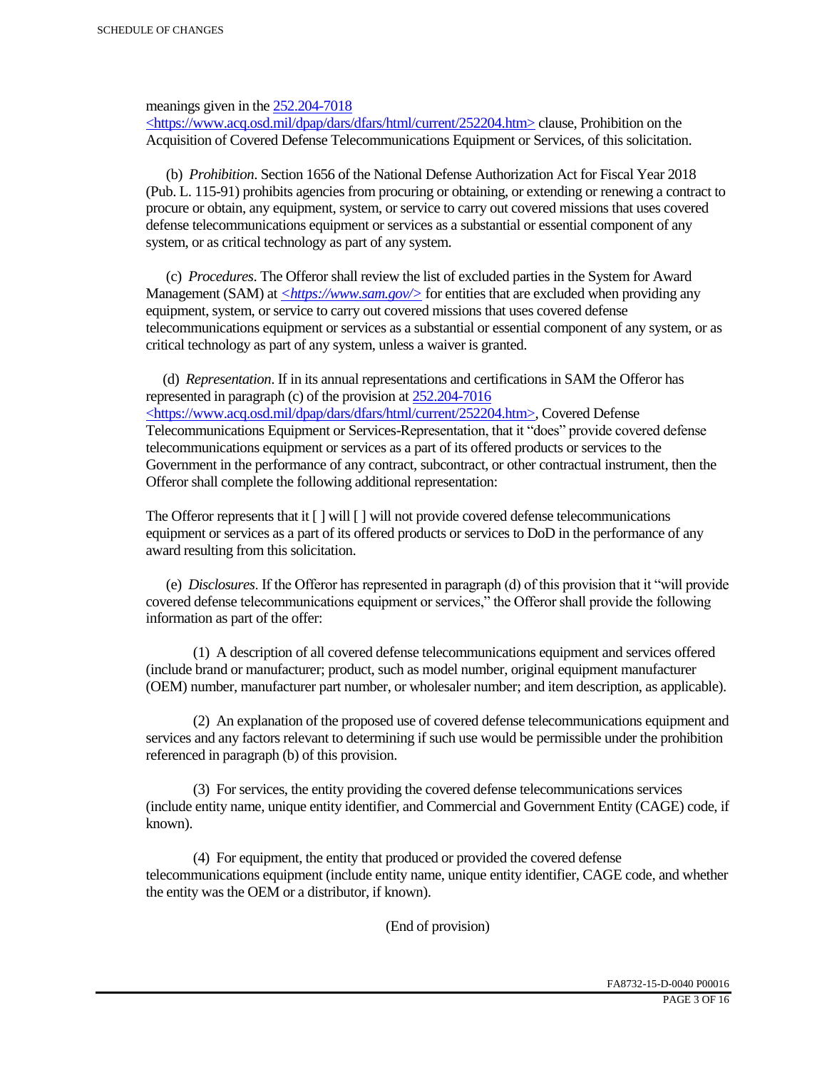meanings given in the 252.204-7018 <https://www.acq.osd.mil/dpap/dars/dfars/html/current/252204.htm> clause, Prohibition on the Acquisition of Covered Defense Telecommunications Equipment or Services, of this solicitation.

(b) *Prohibition*. Section 1656 of the National Defense Authorization Act for Fiscal Year 2018 (Pub. L. 115-91) prohibits agencies from procuring or obtaining, or extending or renewing a contract to procure or obtain, any equipment, system, or service to carry out covered missions that uses covered defense telecommunications equipment or services as a substantial or essential component of any system, or as critical technology as part of any system.

(c) *Procedures*. The Offeror shall review the list of excluded parties in the System for Award Management (SAM) at *<https://www.sam.gov/>* for entities that are excluded when providing any equipment, system, or service to carry out covered missions that uses covered defense telecommunications equipment or services as a substantial or essential component of any system, or as critical technology as part of any system, unless a waiver is granted.

(d) *Representation*. If in its annual representations and certifications in SAM the Offeror has represented in paragraph (c) of the provision at 252.204-7016 <https://www.acq.osd.mil/dpap/dars/dfars/html/current/252204.htm>, Covered Defense Telecommunications Equipment or Services-Representation, that it "does" provide covered defense telecommunications equipment or services as a part of its offered products or services to the Government in the performance of any contract, subcontract, or other contractual instrument, then the Offeror shall complete the following additional representation:

The Offeror represents that it [ ] will [ ] will not provide covered defense telecommunications equipment or services as a part of its offered products or services to DoD in the performance of any award resulting from this solicitation.

(e) *Disclosures*. If the Offeror has represented in paragraph (d) of this provision that it "will provide covered defense telecommunications equipment or services," the Offeror shall provide the following information as part of the offer:

(1) A description of all covered defense telecommunications equipment and services offered (include brand or manufacturer; product, such as model number, original equipment manufacturer (OEM) number, manufacturer part number, or wholesaler number; and item description, as applicable).

(2) An explanation of the proposed use of covered defense telecommunications equipment and services and any factors relevant to determining if such use would be permissible under the prohibition referenced in paragraph (b) of this provision.

(3) For services, the entity providing the covered defense telecommunications services (include entity name, unique entity identifier, and Commercial and Government Entity (CAGE) code, if known).

(4) For equipment, the entity that produced or provided the covered defense telecommunications equipment (include entity name, unique entity identifier, CAGE code, and whether the entity was the OEM or a distributor, if known).

(End of provision)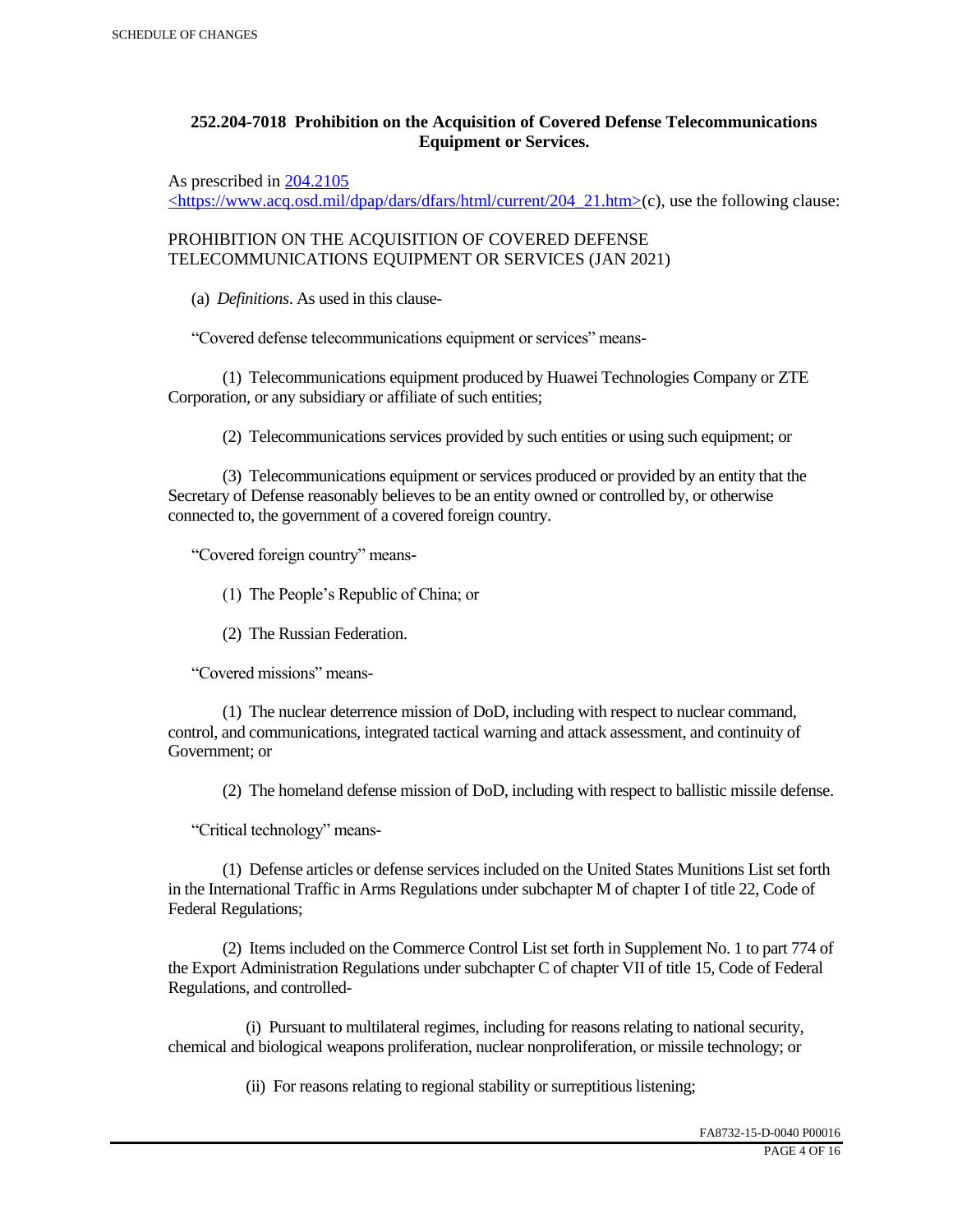**252.204-7018 Prohibition on the Acquisition of Covered Defense Telecommunications Equipment or Services.**

As prescribed in [204.2105](https://www.acq.osd.mil/dpap/dars/dfars/html/current/204_21.htm) <https://www.acq.osd.mil/dpap/dars/dfars/html/current/204_21.htm>(c), use the following clause:

PROHIBITION ON THE ACQUISITION OF COVERED DEFENSE TELECOMMUNICATIONS EQUIPMENT OR SERVICES (JAN 2021)

(a) *Definitions*. As used in this clause-

"Covered defense telecommunications equipment or services" means-

(1) Telecommunications equipment produced by Huawei Technologies Company or ZTE Corporation, or any subsidiary or affiliate of such entities;

(2) Telecommunications services provided by such entities or using such equipment; or

(3) Telecommunications equipment or services produced or provided by an entity that the Secretary of Defense reasonably believes to be an entity owned or controlled by, or otherwise connected to, the government of a covered foreign country.

"Covered foreign country" means-

(1) The People's Republic of China; or

(2) The Russian Federation.

"Covered missions" means-

(1) The nuclear deterrence mission of DoD, including with respect to nuclear command, control, and communications, integrated tactical warning and attack assessment, and continuity of Government; or

(2) The homeland defense mission of DoD, including with respect to ballistic missile defense.

"Critical technology" means-

(1) Defense articles or defense services included on the United States Munitions List set forth in the International Traffic in Arms Regulations under subchapter M of chapter I of title 22, Code of Federal Regulations;

(2) Items included on the Commerce Control List set forth in Supplement No. 1 to part 774 of the Export Administration Regulations under subchapter C of chapter VII of title 15, Code of Federal Regulations, and controlled-

(i) Pursuant to multilateral regimes, including for reasons relating to national security, chemical and biological weapons proliferation, nuclear nonproliferation, or missile technology; or

(ii) For reasons relating to regional stability or surreptitious listening;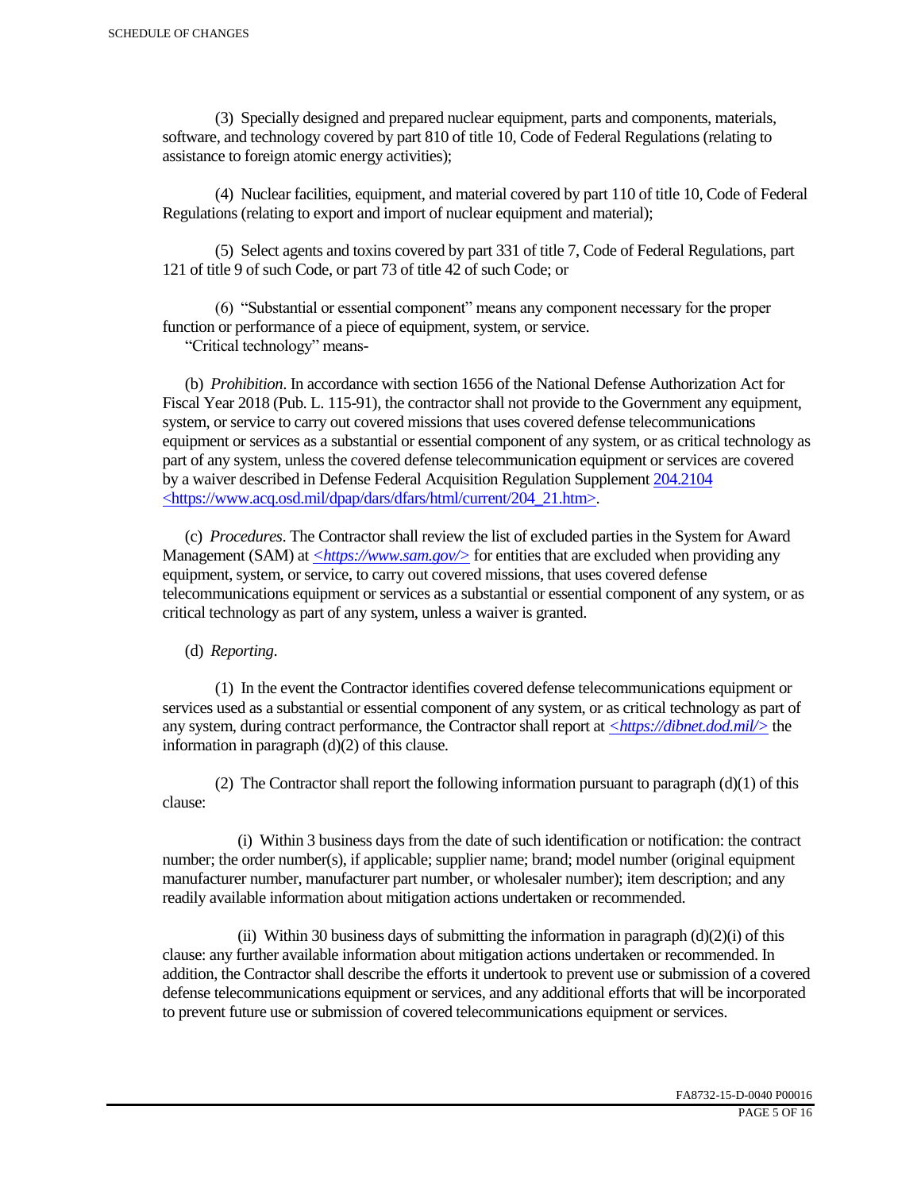(3) Specially designed and prepared nuclear equipment, parts and components, materials, software, and technology covered by part 810 of title 10, Code of Federal Regulations (relating to assistance to foreign atomic energy activities);

(4) Nuclear facilities, equipment, and material covered by part 110 of title 10, Code of Federal Regulations (relating to export and import of nuclear equipment and material);

(5) Select agents and toxins covered by part 331 of title 7, Code of Federal Regulations, part 121 of title 9 of such Code, or part 73 of title 42 of such Code; or

(6) "Substantial or essential component" means any component necessary for the proper function or performance of a piece of equipment, system, or service.
"Critical technology" means-

(b) *Prohibition*. In accordance with section 1656 of the National Defense Authorization Act for Fiscal Year 2018 (Pub. L. 115-91), the contractor shall not provide to the Government any equipment, system, or service to carry out covered missions that uses covered defense telecommunications equipment or services as a substantial or essential component of any system, or as critical technology as part of any system, unless the covered defense telecommunication equipment or services are covered by a waiver described in Defense Federal Acquisition Regulation Supplement 204.2104 <https://www.acq.osd.mil/dpap/dars/dfars/html/current/204_21.htm>.

(c) *Procedures*. The Contractor shall review the list of excluded parties in the System for Award Management (SAM) at *<https://www.sam.gov/>* for entities that are excluded when providing any equipment, system, or service, to carry out covered missions, that uses covered defense telecommunications equipment or services as a substantial or essential component of any system, or as critical technology as part of any system, unless a waiver is granted.

(d) *Reporting*.

(1) In the event the Contractor identifies covered defense telecommunications equipment or services used as a substantial or essential component of any system, or as critical technology as part of any system, during contract performance, the Contractor shall report at *<https://dibnet.dod.mil/>* the information in paragraph (d)(2) of this clause.

(2) The Contractor shall report the following information pursuant to paragraph (d)(1) of this clause:

(i) Within 3 business days from the date of such identification or notification: the contract number; the order number(s), if applicable; supplier name; brand; model number (original equipment manufacturer number, manufacturer part number, or wholesaler number); item description; and any readily available information about mitigation actions undertaken or recommended.

(ii) Within 30 business days of submitting the information in paragraph (d)(2)(i) of this clause: any further available information about mitigation actions undertaken or recommended. In addition, the Contractor shall describe the efforts it undertook to prevent use or submission of a covered defense telecommunications equipment or services, and any additional efforts that will be incorporated to prevent future use or submission of covered telecommunications equipment or services.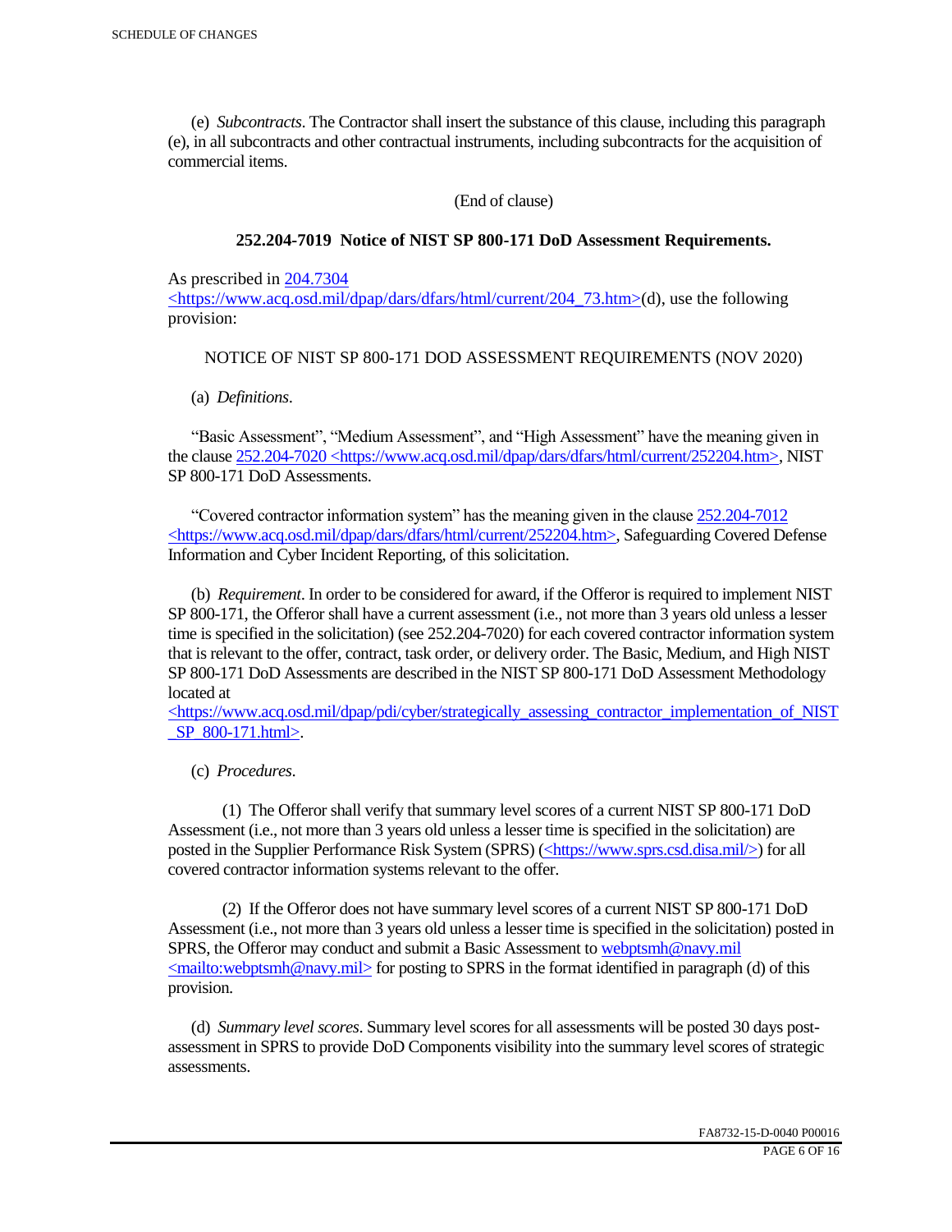(e) *Subcontracts*. The Contractor shall insert the substance of this clause, including this paragraph (e), in all subcontracts and other contractual instruments, including subcontracts for the acquisition of commercial items.

(End of clause)

### 252.204-7019 Notice of NIST SP 800-171 DoD Assessment Requirements.

As prescribed in 204.7304 <https://www.acq.osd.mil/dpap/dars/dfars/html/current/204_73.htm>(d), use the following provision:

NOTICE OF NIST SP 800-171 DOD ASSESSMENT REQUIREMENTS (NOV 2020)

(a) *Definitions*.

"Basic Assessment", "Medium Assessment", and "High Assessment" have the meaning given in the clause 252.204-7020 <https://www.acq.osd.mil/dpap/dars/dfars/html/current/252204.htm>, NIST SP 800-171 DoD Assessments.

"Covered contractor information system" has the meaning given in the clause 252.204-7012 <https://www.acq.osd.mil/dpap/dars/dfars/html/current/252204.htm>, Safeguarding Covered Defense Information and Cyber Incident Reporting, of this solicitation.

(b) *Requirement*. In order to be considered for award, if the Offeror is required to implement NIST SP 800-171, the Offeror shall have a current assessment (i.e., not more than 3 years old unless a lesser time is specified in the solicitation) (see 252.204-7020) for each covered contractor information system that is relevant to the offer, contract, task order, or delivery order. The Basic, Medium, and High NIST SP 800-171 DoD Assessments are described in the NIST SP 800-171 DoD Assessment Methodology located at <https://www.acq.osd.mil/dpap/pdi/cyber/strategically_assessing_contractor_implementation_of_NIST_SP_800-171.html>.

(c) *Procedures*.

(1) The Offeror shall verify that summary level scores of a current NIST SP 800-171 DoD Assessment (i.e., not more than 3 years old unless a lesser time is specified in the solicitation) are posted in the Supplier Performance Risk System (SPRS) (<https://www.sprs.csd.disa.mil/>) for all covered contractor information systems relevant to the offer.

(2) If the Offeror does not have summary level scores of a current NIST SP 800-171 DoD Assessment (i.e., not more than 3 years old unless a lesser time is specified in the solicitation) posted in SPRS, the Offeror may conduct and submit a Basic Assessment to webptsmh@navy.mil <mailto:webptsmh@navy.mil> for posting to SPRS in the format identified in paragraph (d) of this provision.

(d) *Summary level scores*. Summary level scores for all assessments will be posted 30 days post-assessment in SPRS to provide DoD Components visibility into the summary level scores of strategic assessments.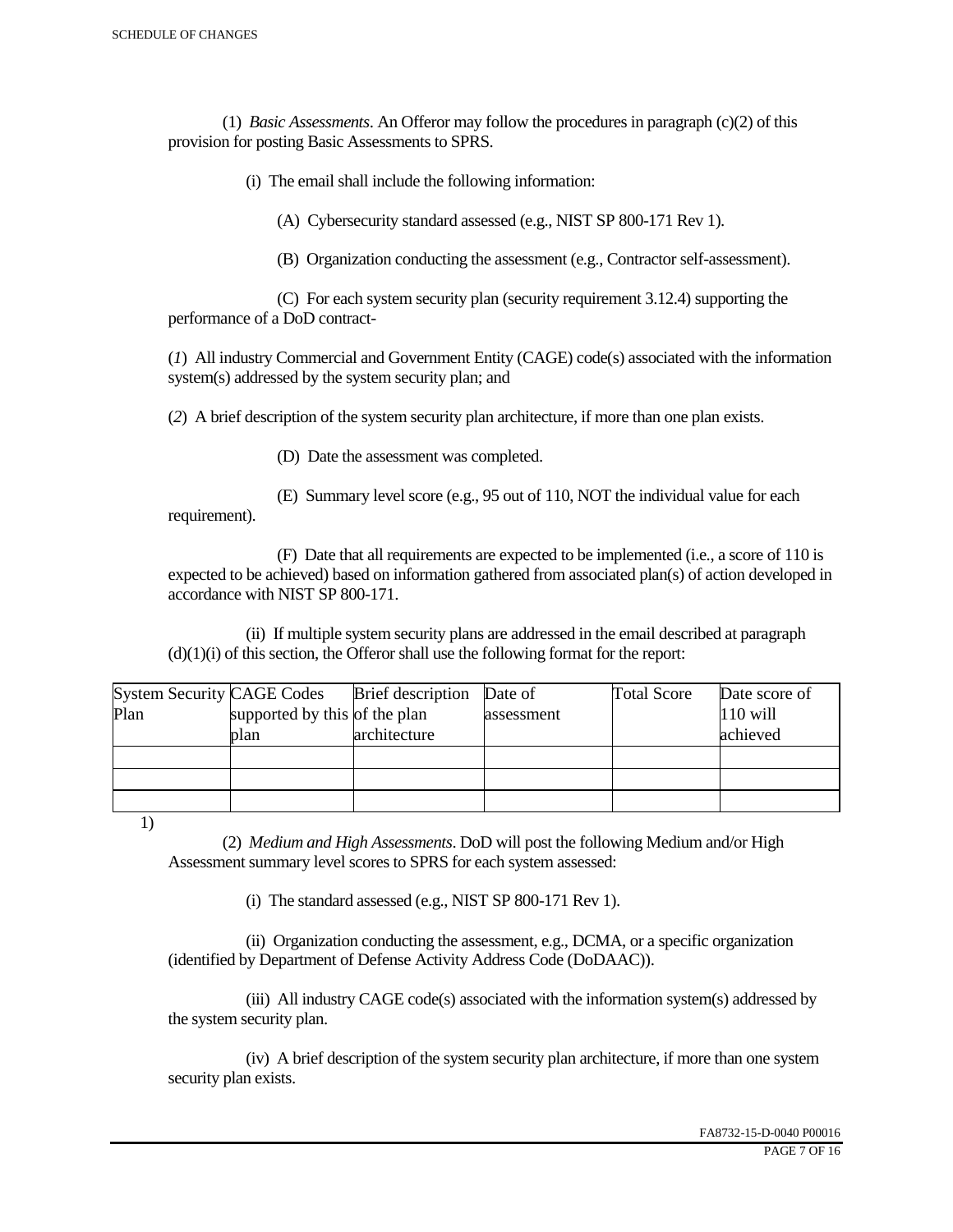(1) *Basic Assessments*. An Offeror may follow the procedures in paragraph (c)(2) of this provision for posting Basic Assessments to SPRS.

(i) The email shall include the following information:

(A) Cybersecurity standard assessed (e.g., NIST SP 800-171 Rev 1).

(B) Organization conducting the assessment (e.g., Contractor self-assessment).

(C) For each system security plan (security requirement 3.12.4) supporting the performance of a DoD contract-

(*1*) All industry Commercial and Government Entity (CAGE) code(s) associated with the information system(s) addressed by the system security plan; and

(*2*) A brief description of the system security plan architecture, if more than one plan exists.

(D) Date the assessment was completed.

(E) Summary level score (e.g., 95 out of 110, NOT the individual value for each requirement).

(F) Date that all requirements are expected to be implemented (i.e., a score of 110 is expected to be achieved) based on information gathered from associated plan(s) of action developed in accordance with NIST SP 800-171.

(ii) If multiple system security plans are addressed in the email described at paragraph (d)(1)(i) of this section, the Offeror shall use the following format for the report:

| System Security Plan | CAGE Codes supported by this plan | Brief description of the plan architecture | Date of assessment | Total Score | Date score of 110 will achieved |
|---|---|---|---|---|---|
| | | | | | |
| | | | | | |
| | | | | | |

1)

(2) *Medium and High Assessments*. DoD will post the following Medium and/or High Assessment summary level scores to SPRS for each system assessed:

(i) The standard assessed (e.g., NIST SP 800-171 Rev 1).

(ii) Organization conducting the assessment, e.g., DCMA, or a specific organization (identified by Department of Defense Activity Address Code (DoDAAC)).

(iii) All industry CAGE code(s) associated with the information system(s) addressed by the system security plan.

(iv) A brief description of the system security plan architecture, if more than one system security plan exists.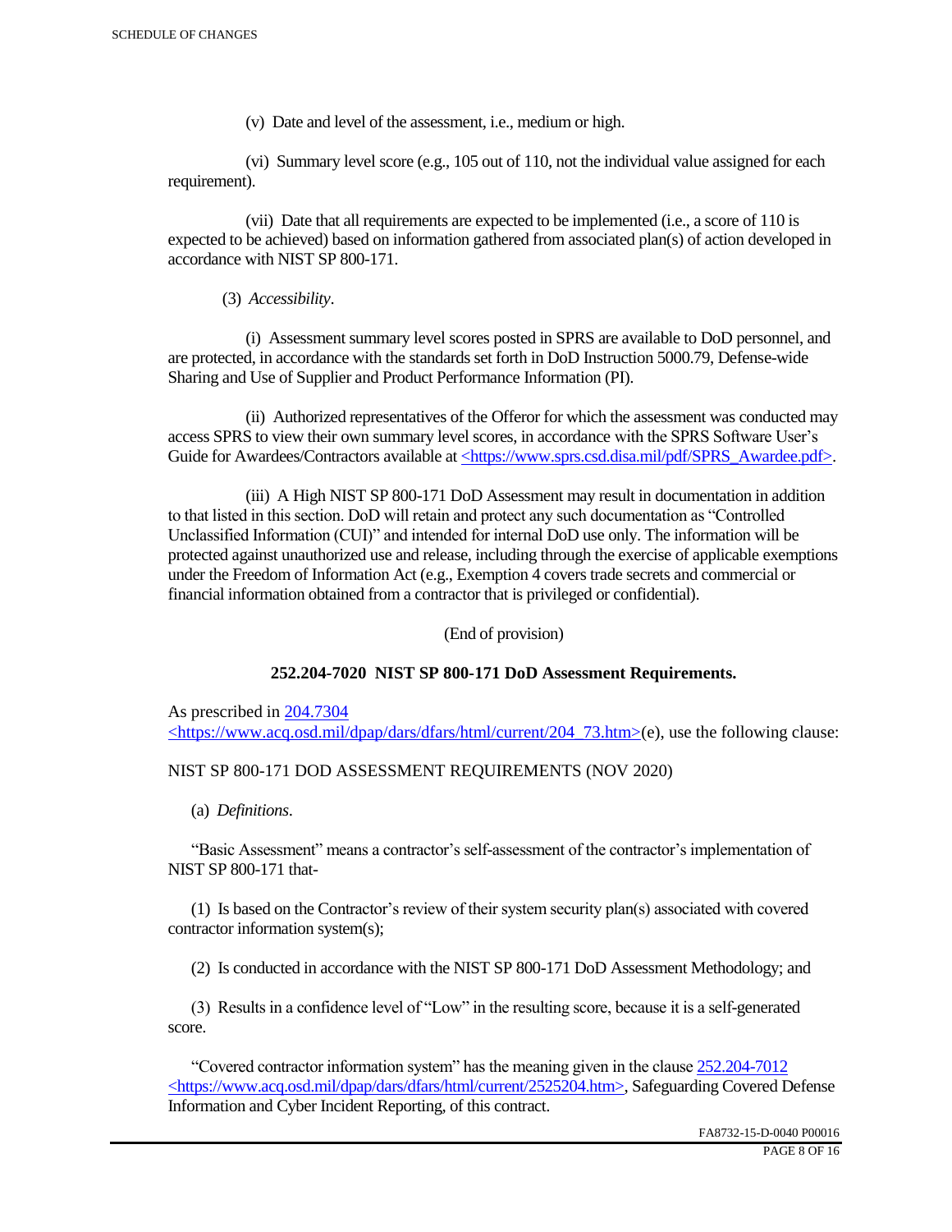(v) Date and level of the assessment, i.e., medium or high.

(vi) Summary level score (e.g., 105 out of 110, not the individual value assigned for each requirement).

(vii) Date that all requirements are expected to be implemented (i.e., a score of 110 is expected to be achieved) based on information gathered from associated plan(s) of action developed in accordance with NIST SP 800-171.

(3) *Accessibility*.

(i) Assessment summary level scores posted in SPRS are available to DoD personnel, and are protected, in accordance with the standards set forth in DoD Instruction 5000.79, Defense-wide Sharing and Use of Supplier and Product Performance Information (PI).

(ii) Authorized representatives of the Offeror for which the assessment was conducted may access SPRS to view their own summary level scores, in accordance with the SPRS Software User's Guide for Awardees/Contractors available at <https://www.sprs.csd.disa.mil/pdf/SPRS_Awardee.pdf>.

(iii) A High NIST SP 800-171 DoD Assessment may result in documentation in addition to that listed in this section. DoD will retain and protect any such documentation as "Controlled Unclassified Information (CUI)" and intended for internal DoD use only. The information will be protected against unauthorized use and release, including through the exercise of applicable exemptions under the Freedom of Information Act (e.g., Exemption 4 covers trade secrets and commercial or financial information obtained from a contractor that is privileged or confidential).

(End of provision)

**252.204-7020 NIST SP 800-171 DoD Assessment Requirements.**

As prescribed in 204.7304 <https://www.acq.osd.mil/dpap/dars/dfars/html/current/204_73.htm>(e), use the following clause:

NIST SP 800-171 DOD ASSESSMENT REQUIREMENTS (NOV 2020)

(a) *Definitions*.

"Basic Assessment" means a contractor's self-assessment of the contractor's implementation of NIST SP 800-171 that-

(1) Is based on the Contractor's review of their system security plan(s) associated with covered contractor information system(s);

(2) Is conducted in accordance with the NIST SP 800-171 DoD Assessment Methodology; and

(3) Results in a confidence level of "Low" in the resulting score, because it is a self-generated score.

"Covered contractor information system" has the meaning given in the clause 252.204-7012 <https://www.acq.osd.mil/dpap/dars/dfars/html/current/2525204.htm>, Safeguarding Covered Defense Information and Cyber Incident Reporting, of this contract.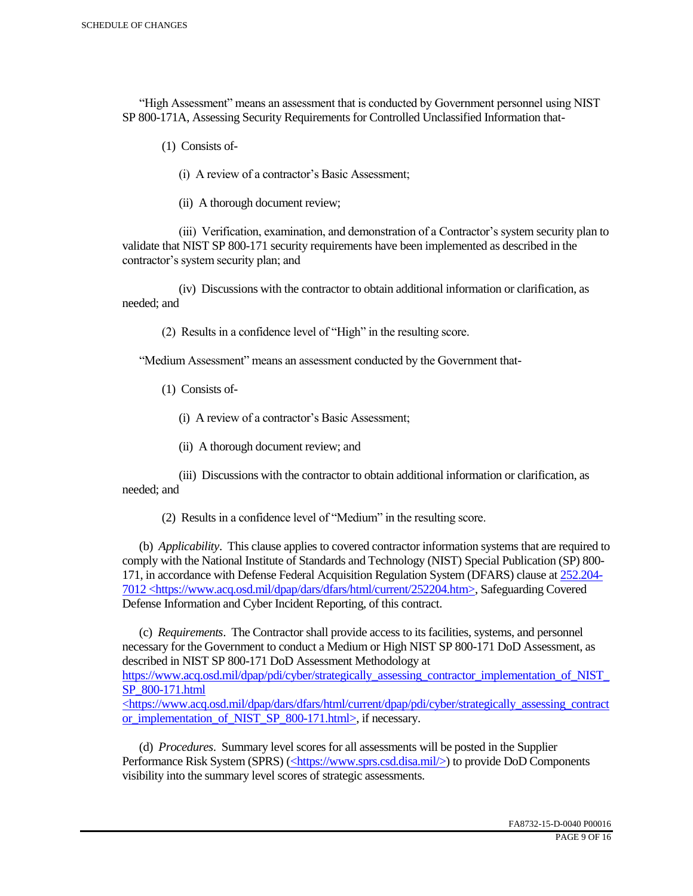"High Assessment" means an assessment that is conducted by Government personnel using NIST SP 800-171A, Assessing Security Requirements for Controlled Unclassified Information that-

(1) Consists of-

(i) A review of a contractor's Basic Assessment;

(ii) A thorough document review;

(iii) Verification, examination, and demonstration of a Contractor's system security plan to validate that NIST SP 800-171 security requirements have been implemented as described in the contractor's system security plan; and

(iv) Discussions with the contractor to obtain additional information or clarification, as needed; and

(2) Results in a confidence level of "High" in the resulting score.

"Medium Assessment" means an assessment conducted by the Government that-

(1) Consists of-

(i) A review of a contractor's Basic Assessment;

(ii) A thorough document review; and

(iii) Discussions with the contractor to obtain additional information or clarification, as needed; and

(2) Results in a confidence level of "Medium" in the resulting score.

(b) *Applicability*. This clause applies to covered contractor information systems that are required to comply with the National Institute of Standards and Technology (NIST) Special Publication (SP) 800-171, in accordance with Defense Federal Acquisition Regulation System (DFARS) clause at 252.204-7012 <https://www.acq.osd.mil/dpap/dars/dfars/html/current/252204.htm>, Safeguarding Covered Defense Information and Cyber Incident Reporting, of this contract.

(c) *Requirements*. The Contractor shall provide access to its facilities, systems, and personnel necessary for the Government to conduct a Medium or High NIST SP 800-171 DoD Assessment, as described in NIST SP 800-171 DoD Assessment Methodology at https://www.acq.osd.mil/dpap/pdi/cyber/strategically_assessing_contractor_implementation_of_NIST_SP_800-171.html <https://www.acq.osd.mil/dpap/dars/dfars/html/current/dpap/pdi/cyber/strategically_assessing_contractor_implementation_of_NIST_SP_800-171.html>, if necessary.

(d) *Procedures*. Summary level scores for all assessments will be posted in the Supplier Performance Risk System (SPRS) (<https://www.sprs.csd.disa.mil/>) to provide DoD Components visibility into the summary level scores of strategic assessments.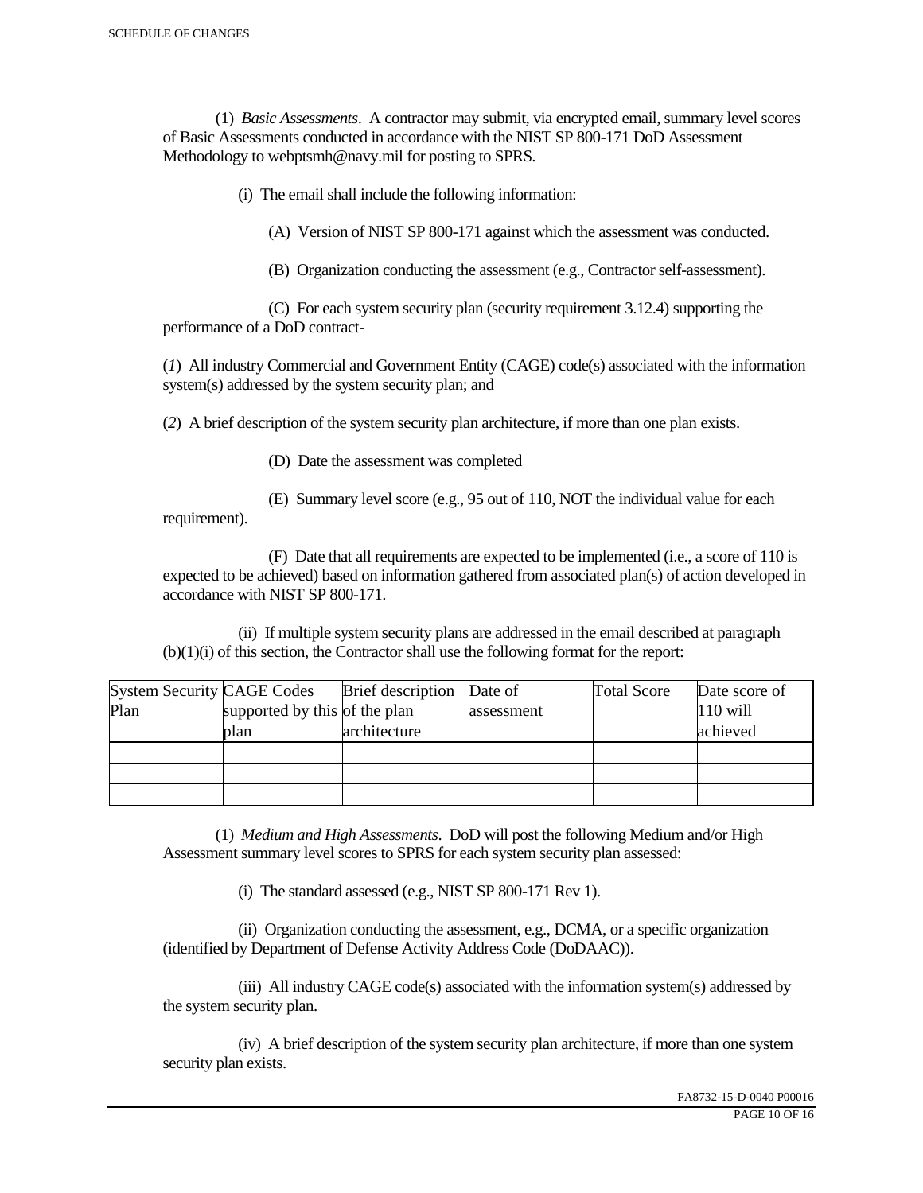(1) *Basic Assessments*. A contractor may submit, via encrypted email, summary level scores of Basic Assessments conducted in accordance with the NIST SP 800-171 DoD Assessment Methodology to webptsmh@navy.mil for posting to SPRS.

(i) The email shall include the following information:

(A) Version of NIST SP 800-171 against which the assessment was conducted.

(B) Organization conducting the assessment (e.g., Contractor self-assessment).

(C) For each system security plan (security requirement 3.12.4) supporting the performance of a DoD contract-

(*1*) All industry Commercial and Government Entity (CAGE) code(s) associated with the information system(s) addressed by the system security plan; and

(*2*) A brief description of the system security plan architecture, if more than one plan exists.

(D) Date the assessment was completed

(E) Summary level score (e.g., 95 out of 110, NOT the individual value for each requirement).

(F) Date that all requirements are expected to be implemented (i.e., a score of 110 is expected to be achieved) based on information gathered from associated plan(s) of action developed in accordance with NIST SP 800-171.

(ii) If multiple system security plans are addressed in the email described at paragraph (b)(1)(i) of this section, the Contractor shall use the following format for the report:

| System Security Plan | CAGE Codes supported by this plan | Brief description of the plan architecture | Date of assessment | Total Score | Date score of 110 will achieved |
|---|---|---|---|---|---|
| | | | | | |
| | | | | | |
| | | | | | |

(1) *Medium and High Assessments*. DoD will post the following Medium and/or High Assessment summary level scores to SPRS for each system security plan assessed:

(i) The standard assessed (e.g., NIST SP 800-171 Rev 1).

(ii) Organization conducting the assessment, e.g., DCMA, or a specific organization (identified by Department of Defense Activity Address Code (DoDAAC)).

(iii) All industry CAGE code(s) associated with the information system(s) addressed by the system security plan.

(iv) A brief description of the system security plan architecture, if more than one system security plan exists.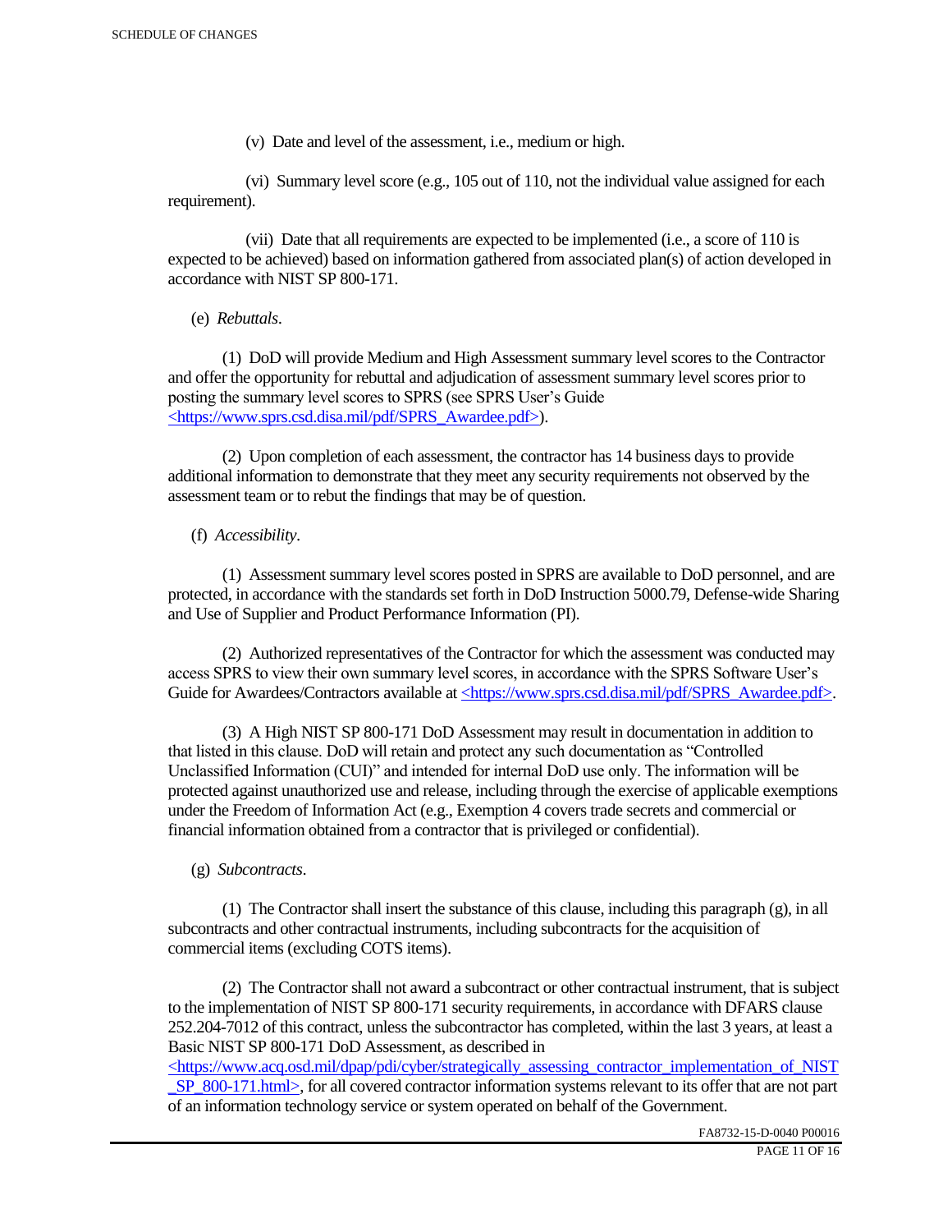(v) Date and level of the assessment, i.e., medium or high.

(vi) Summary level score (e.g., 105 out of 110, not the individual value assigned for each requirement).

(vii) Date that all requirements are expected to be implemented (i.e., a score of 110 is expected to be achieved) based on information gathered from associated plan(s) of action developed in accordance with NIST SP 800-171.

(e) *Rebuttals*.

(1) DoD will provide Medium and High Assessment summary level scores to the Contractor and offer the opportunity for rebuttal and adjudication of assessment summary level scores prior to posting the summary level scores to SPRS (see SPRS User's Guide <https://www.sprs.csd.disa.mil/pdf/SPRS_Awardee.pdf>).

(2) Upon completion of each assessment, the contractor has 14 business days to provide additional information to demonstrate that they meet any security requirements not observed by the assessment team or to rebut the findings that may be of question.

(f) *Accessibility*.

(1) Assessment summary level scores posted in SPRS are available to DoD personnel, and are protected, in accordance with the standards set forth in DoD Instruction 5000.79, Defense-wide Sharing and Use of Supplier and Product Performance Information (PI).

(2) Authorized representatives of the Contractor for which the assessment was conducted may access SPRS to view their own summary level scores, in accordance with the SPRS Software User's Guide for Awardees/Contractors available at <https://www.sprs.csd.disa.mil/pdf/SPRS_Awardee.pdf>.

(3) A High NIST SP 800-171 DoD Assessment may result in documentation in addition to that listed in this clause. DoD will retain and protect any such documentation as "Controlled Unclassified Information (CUI)" and intended for internal DoD use only. The information will be protected against unauthorized use and release, including through the exercise of applicable exemptions under the Freedom of Information Act (e.g., Exemption 4 covers trade secrets and commercial or financial information obtained from a contractor that is privileged or confidential).

(g) *Subcontracts*.

(1) The Contractor shall insert the substance of this clause, including this paragraph (g), in all subcontracts and other contractual instruments, including subcontracts for the acquisition of commercial items (excluding COTS items).

(2) The Contractor shall not award a subcontract or other contractual instrument, that is subject to the implementation of NIST SP 800-171 security requirements, in accordance with DFARS clause 252.204-7012 of this contract, unless the subcontractor has completed, within the last 3 years, at least a Basic NIST SP 800-171 DoD Assessment, as described in <https://www.acq.osd.mil/dpap/pdi/cyber/strategically_assessing_contractor_implementation_of_NIST_SP_800-171.html>, for all covered contractor information systems relevant to its offer that are not part of an information technology service or system operated on behalf of the Government.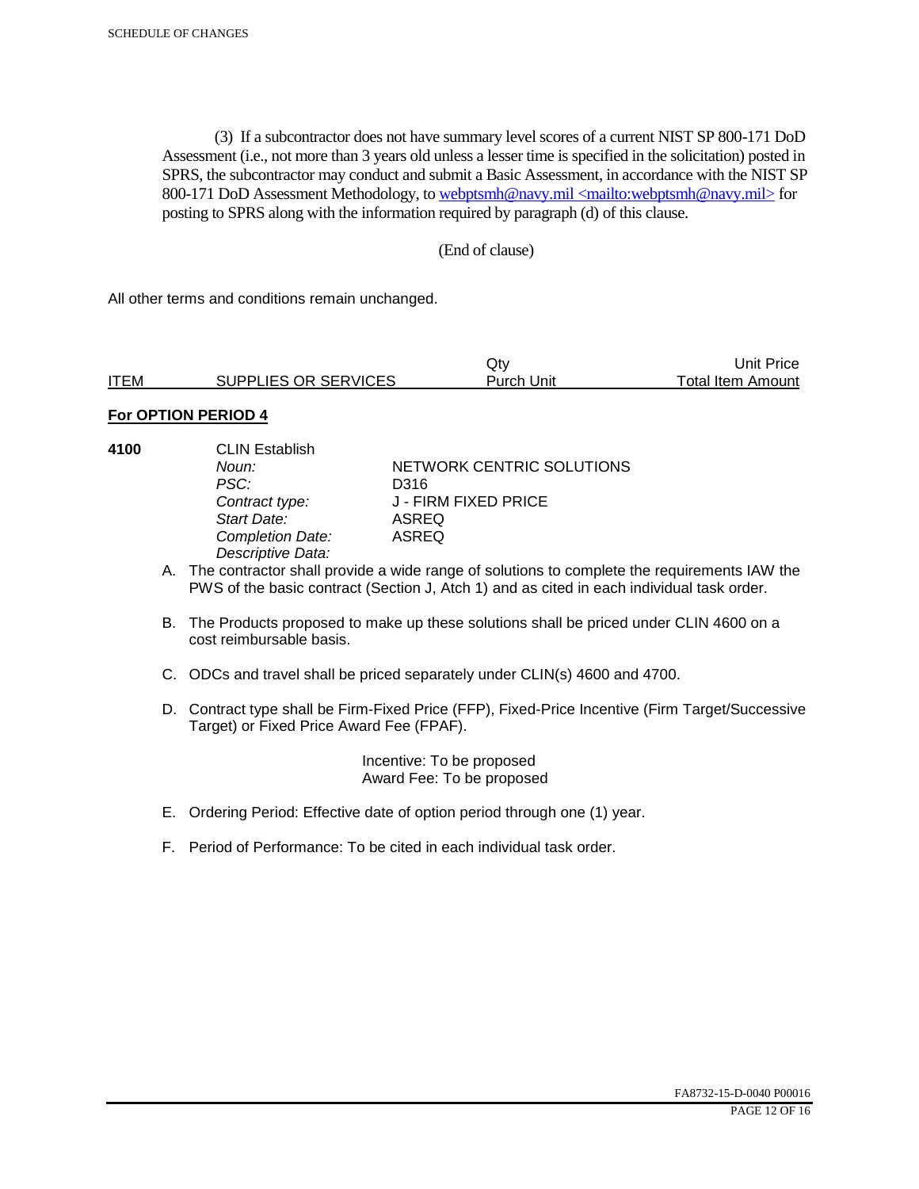(3) If a subcontractor does not have summary level scores of a current NIST SP 800-171 DoD Assessment (i.e., not more than 3 years old unless a lesser time is specified in the solicitation) posted in SPRS, the subcontractor may conduct and submit a Basic Assessment, in accordance with the NIST SP 800-171 DoD Assessment Methodology, to webptsmh@navy.mil <mailto:webptsmh@navy.mil> for posting to SPRS along with the information required by paragraph (d) of this clause.

(End of clause)

All other terms and conditions remain unchanged.

| ITEM | SUPPLIES OR SERVICES | Qty<br>Purch Unit | Unit Price<br>Total Item Amount |
|---|---|---|---|

**For OPTION PERIOD 4**

**4100** CLIN Establish

| | |
|---|---|
| *Noun:* | NETWORK CENTRIC SOLUTIONS |
| *PSC:* | D316 |
| *Contract type:* | J - FIRM FIXED PRICE |
| *Start Date:* | ASREQ |
| *Completion Date:* | ASREQ |
| *Descriptive Data:* | |

A. The contractor shall provide a wide range of solutions to complete the requirements IAW the PWS of the basic contract (Section J, Atch 1) and as cited in each individual task order.

B. The Products proposed to make up these solutions shall be priced under CLIN 4600 on a cost reimbursable basis.

C. ODCs and travel shall be priced separately under CLIN(s) 4600 and 4700.

D. Contract type shall be Firm-Fixed Price (FFP), Fixed-Price Incentive (Firm Target/Successive Target) or Fixed Price Award Fee (FPAF).

Incentive: To be proposed
Award Fee: To be proposed

E. Ordering Period: Effective date of option period through one (1) year.

F. Period of Performance: To be cited in each individual task order.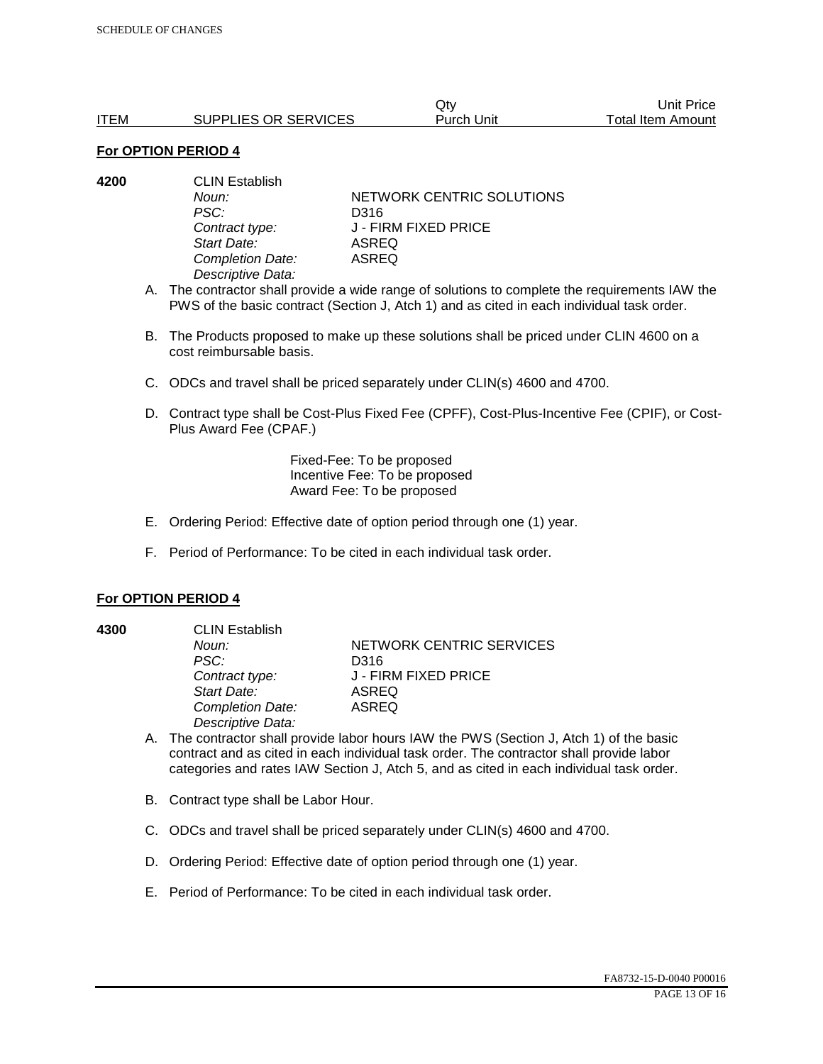| ITEM | SUPPLIES OR SERVICES | Qty Purch Unit | Unit Price Total Item Amount |
|---|---|---|---|

**For OPTION PERIOD 4**

**4200** CLIN Establish

*Noun:* NETWORK CENTRIC SOLUTIONS
*PSC:* D316
*Contract type:* J - FIRM FIXED PRICE
*Start Date:* ASREQ
*Completion Date:* ASREQ
*Descriptive Data:*

A. The contractor shall provide a wide range of solutions to complete the requirements IAW the PWS of the basic contract (Section J, Atch 1) and as cited in each individual task order.

B. The Products proposed to make up these solutions shall be priced under CLIN 4600 on a cost reimbursable basis.

C. ODCs and travel shall be priced separately under CLIN(s) 4600 and 4700.

D. Contract type shall be Cost-Plus Fixed Fee (CPFF), Cost-Plus-Incentive Fee (CPIF), or Cost-Plus Award Fee (CPAF.)

Fixed-Fee: To be proposed
Incentive Fee: To be proposed
Award Fee: To be proposed

E. Ordering Period: Effective date of option period through one (1) year.

F. Period of Performance: To be cited in each individual task order.

**For OPTION PERIOD 4**

**4300** CLIN Establish

*Noun:* NETWORK CENTRIC SERVICES
*PSC:* D316
*Contract type:* J - FIRM FIXED PRICE
*Start Date:* ASREQ
*Completion Date:* ASREQ
*Descriptive Data:*

A. The contractor shall provide labor hours IAW the PWS (Section J, Atch 1) of the basic contract and as cited in each individual task order. The contractor shall provide labor categories and rates IAW Section J, Atch 5, and as cited in each individual task order.

B. Contract type shall be Labor Hour.

C. ODCs and travel shall be priced separately under CLIN(s) 4600 and 4700.

D. Ordering Period: Effective date of option period through one (1) year.

E. Period of Performance: To be cited in each individual task order.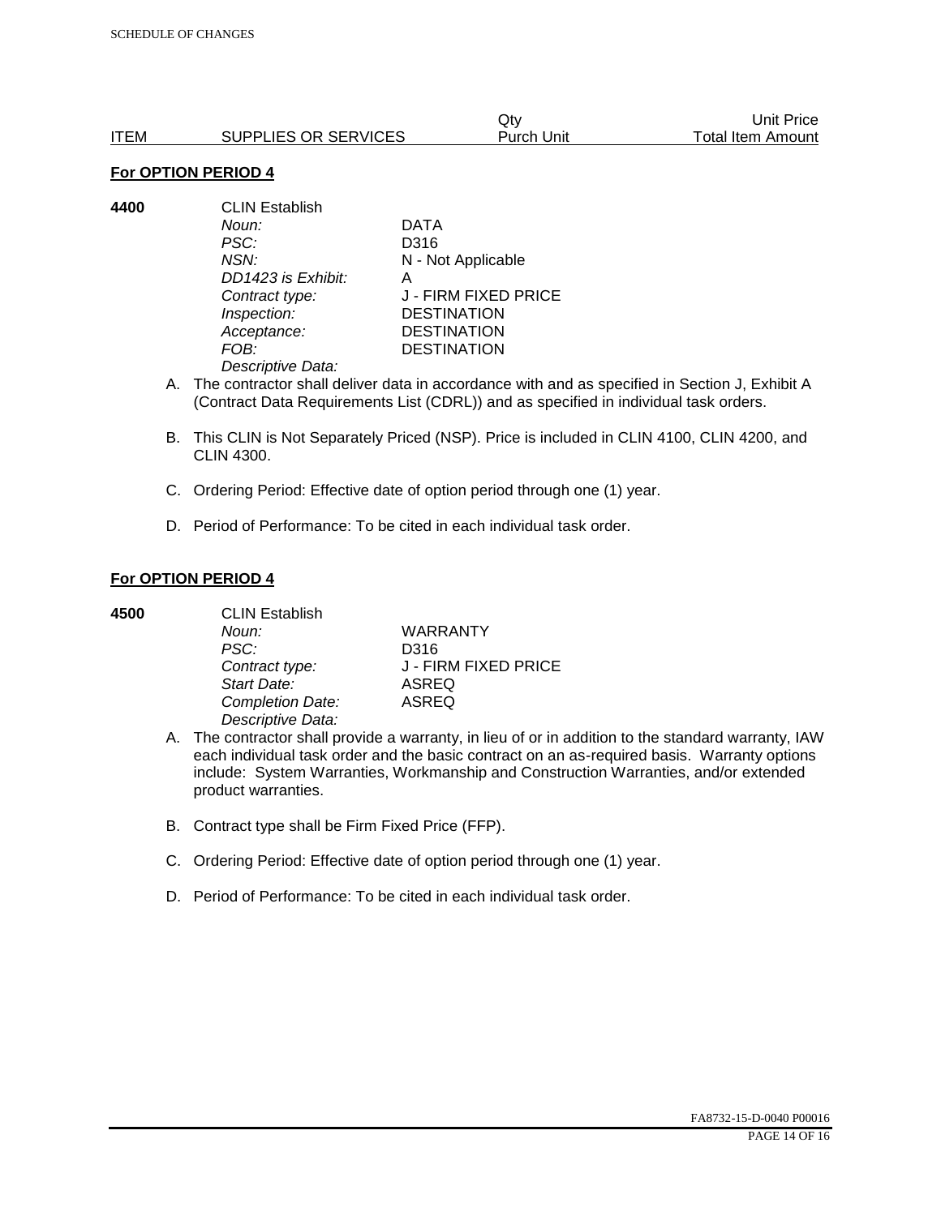| ITEM | SUPPLIES OR SERVICES | Qty Purch Unit | Unit Price Total Item Amount |
|---|---|---|---|

**For OPTION PERIOD 4**

**4400** CLIN Establish

| | |
|---|---|
| *Noun:* | DATA |
| *PSC:* | D316 |
| *NSN:* | N - Not Applicable |
| *DD1423 is Exhibit:* | A |
| *Contract type:* | J - FIRM FIXED PRICE |
| *Inspection:* | DESTINATION |
| *Acceptance:* | DESTINATION |
| *FOB:* | DESTINATION |
| *Descriptive Data:* | |

A. The contractor shall deliver data in accordance with and as specified in Section J, Exhibit A (Contract Data Requirements List (CDRL)) and as specified in individual task orders.

B. This CLIN is Not Separately Priced (NSP). Price is included in CLIN 4100, CLIN 4200, and CLIN 4300.

C. Ordering Period: Effective date of option period through one (1) year.

D. Period of Performance: To be cited in each individual task order.

**For OPTION PERIOD 4**

**4500** CLIN Establish

| | |
|---|---|
| *Noun:* | WARRANTY |
| *PSC:* | D316 |
| *Contract type:* | J - FIRM FIXED PRICE |
| *Start Date:* | ASREQ |
| *Completion Date:* | ASREQ |
| *Descriptive Data:* | |

A. The contractor shall provide a warranty, in lieu of or in addition to the standard warranty, IAW each individual task order and the basic contract on an as-required basis. Warranty options include: System Warranties, Workmanship and Construction Warranties, and/or extended product warranties.

B. Contract type shall be Firm Fixed Price (FFP).

C. Ordering Period: Effective date of option period through one (1) year.

D. Period of Performance: To be cited in each individual task order.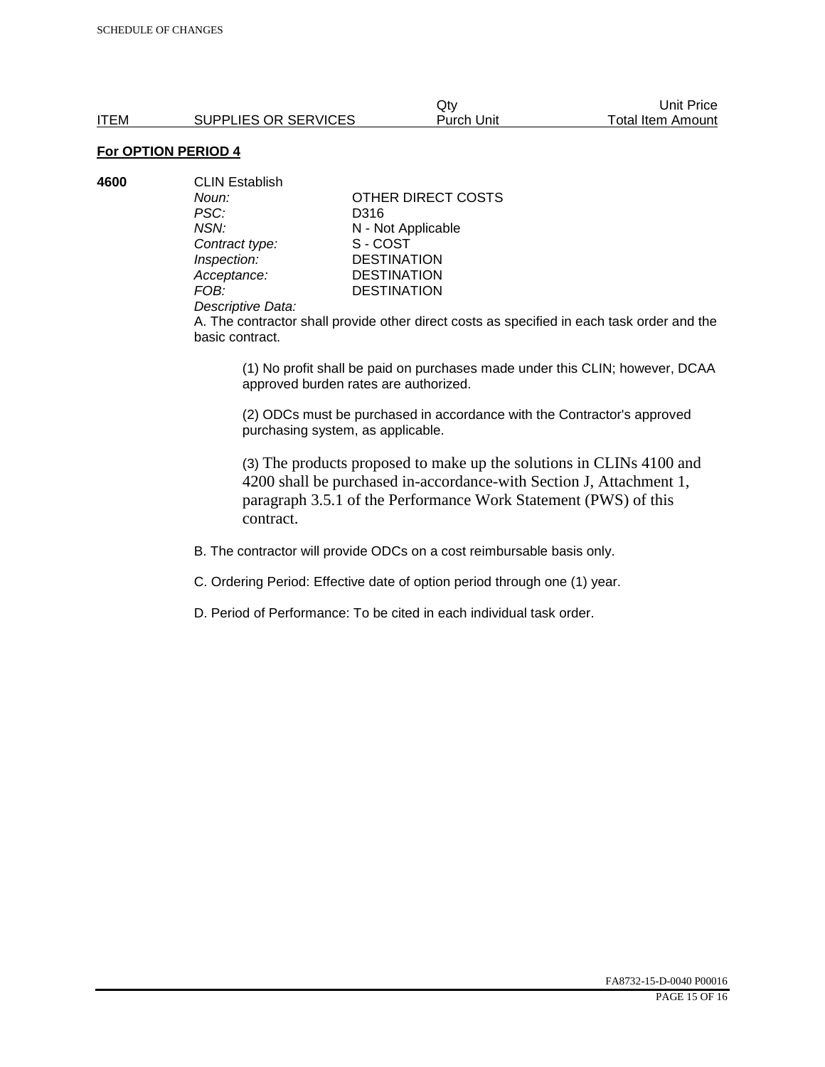| ITEM | SUPPLIES OR SERVICES | Qty Purch Unit | Unit Price Total Item Amount |
|---|---|---|---|

**For OPTION PERIOD 4**

**4600** CLIN Establish

| | |
|---|---|
| *Noun:* | OTHER DIRECT COSTS |
| *PSC:* | D316 |
| *NSN:* | N - Not Applicable |
| *Contract type:* | S - COST |
| *Inspection:* | DESTINATION |
| *Acceptance:* | DESTINATION |
| *FOB:* | DESTINATION |

*Descriptive Data:*

A. The contractor shall provide other direct costs as specified in each task order and the basic contract.

(1) No profit shall be paid on purchases made under this CLIN; however, DCAA approved burden rates are authorized.

(2) ODCs must be purchased in accordance with the Contractor's approved purchasing system, as applicable.

(3) The products proposed to make up the solutions in CLINs 4100 and 4200 shall be purchased in-accordance-with Section J, Attachment 1, paragraph 3.5.1 of the Performance Work Statement (PWS) of this contract.

B. The contractor will provide ODCs on a cost reimbursable basis only.

C. Ordering Period: Effective date of option period through one (1) year.

D. Period of Performance: To be cited in each individual task order.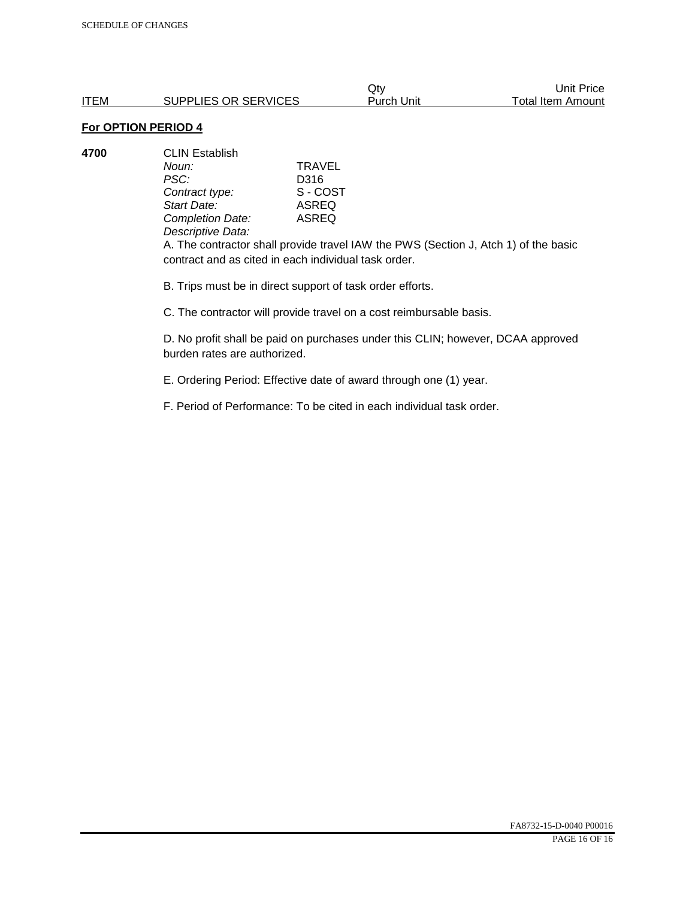| ITEM | SUPPLIES OR SERVICES | Qty<br>Purch Unit | Unit Price<br>Total Item Amount |
|---|---|---|---|

**For OPTION PERIOD 4**

**4700** CLIN Establish

*Noun:* TRAVEL
*PSC:* D316
*Contract type:* S - COST
*Start Date:* ASREQ
*Completion Date:* ASREQ
*Descriptive Data:*

A. The contractor shall provide travel IAW the PWS (Section J, Atch 1) of the basic contract and as cited in each individual task order.

B. Trips must be in direct support of task order efforts.

C. The contractor will provide travel on a cost reimbursable basis.

D. No profit shall be paid on purchases under this CLIN; however, DCAA approved burden rates are authorized.

E. Ordering Period: Effective date of award through one (1) year.

F. Period of Performance: To be cited in each individual task order.